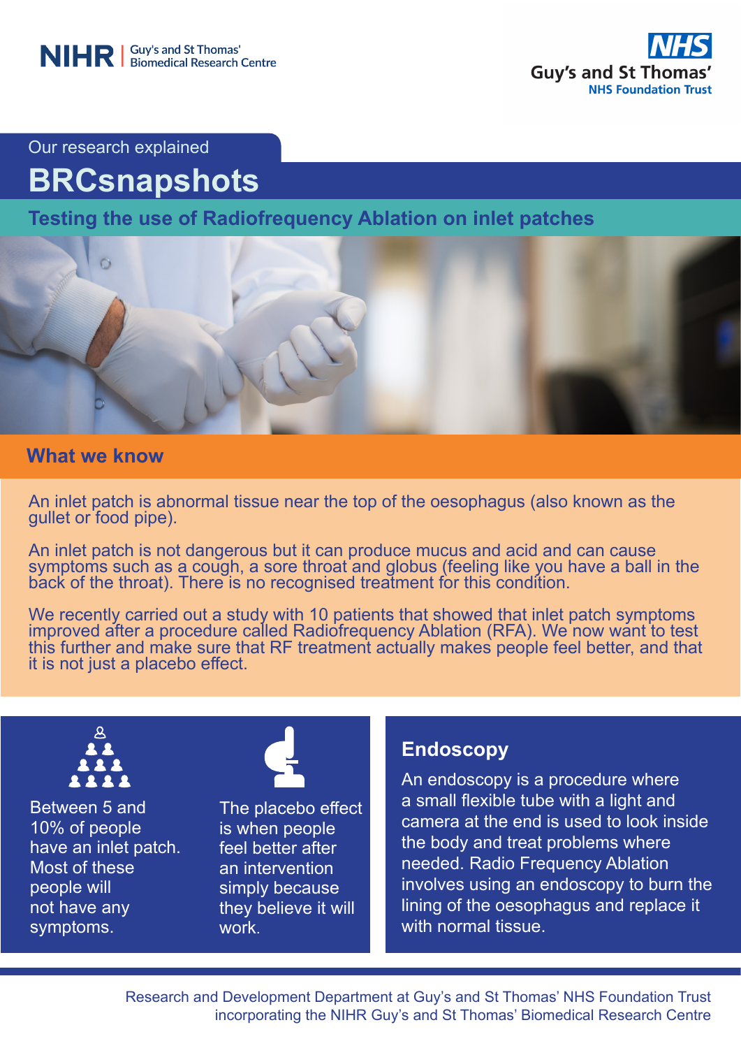NIHR | Guy's and St Thomas' Biomedical Research Centre

NHS Guy's and St Thomas' NHS Foundation Trust

Our research explained

# BRCsnapshots

## Testing the use of Radiofrequency Ablation on inlet patches

### What we know

An inlet patch is abnormal tissue near the top of the oesophagus (also known as the gullet or food pipe).

An inlet patch is not dangerous but it can produce mucus and acid and can cause symptoms such as a cough, a sore throat and globus (feeling like you have a ball in the back of the throat). There is no recognised treatment for this condition.

We recently carried out a study with 10 patients that showed that inlet patch symptoms improved after a procedure called Radiofrequency Ablation (RFA). We now want to test this further and make sure that RF treatment actually makes people feel better, and that it is not just a placebo effect.

Between 5 and 10% of people have an inlet patch. Most of these people will not have any symptoms.

The placebo effect is when people feel better after an intervention simply because they believe it will work.

### Endoscopy

An endoscopy is a procedure where a small flexible tube with a light and camera at the end is used to look inside the body and treat problems where needed. Radio Frequency Ablation involves using an endoscopy to burn the lining of the oesophagus and replace it with normal tissue.

Research and Development Department at Guy's and St Thomas' NHS Foundation Trust incorporating the NIHR Guy's and St Thomas' Biomedical Research Centre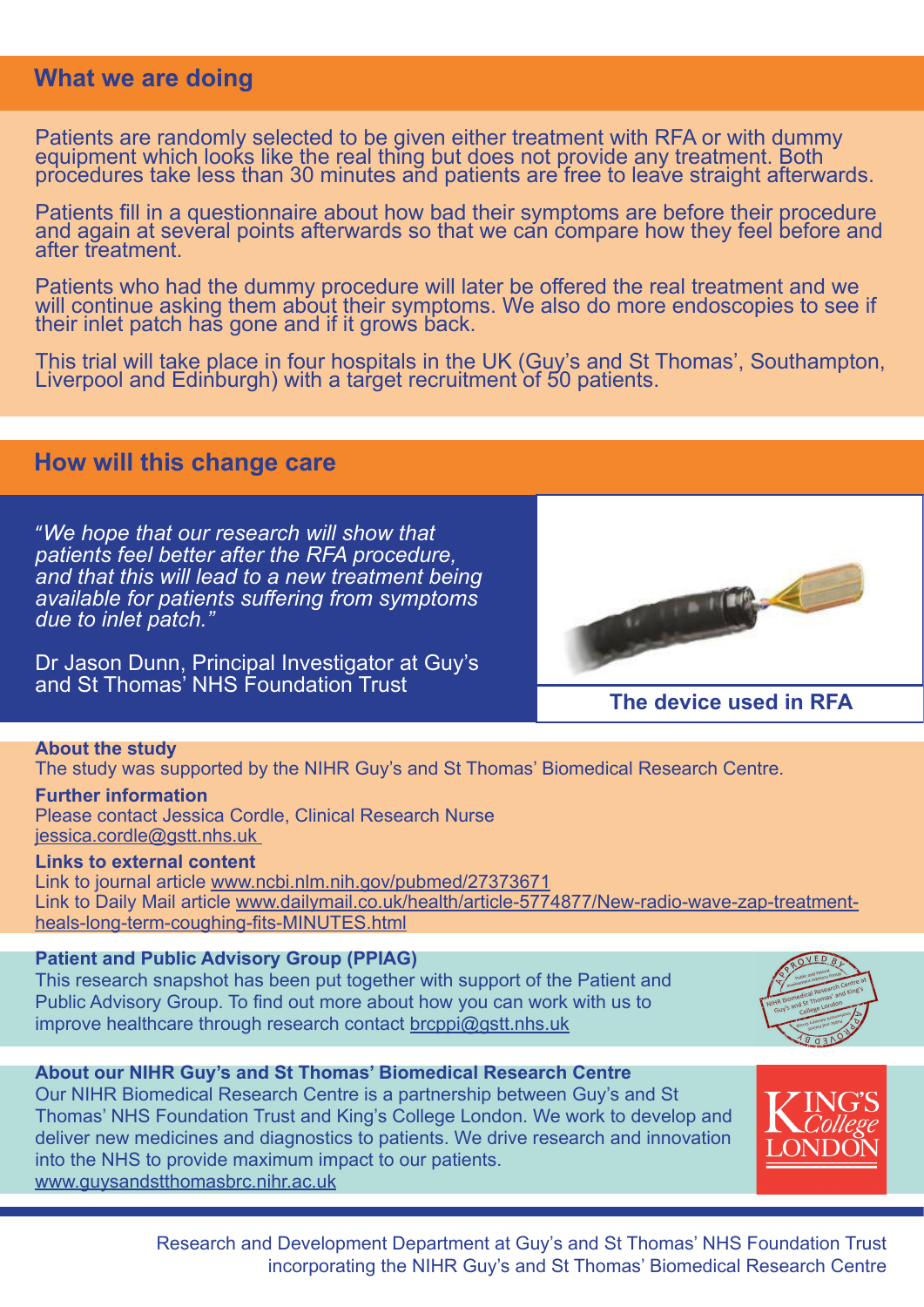## What we are doing

Patients are randomly selected to be given either treatment with RFA or with dummy equipment which looks like the real thing but does not provide any treatment. Both procedures take less than 30 minutes and patients are free to leave straight afterwards.

Patients fill in a questionnaire about how bad their symptoms are before their procedure and again at several points afterwards so that we can compare how they feel before and after treatment.

Patients who had the dummy procedure will later be offered the real treatment and we will continue asking them about their symptoms. We also do more endoscopies to see if their inlet patch has gone and if it grows back.

This trial will take place in four hospitals in the UK (Guy's and St Thomas', Southampton, Liverpool and Edinburgh) with a target recruitment of 50 patients.

## How will this change care

*"We hope that our research will show that patients feel better after the RFA procedure, and that this will lead to a new treatment being available for patients suffering from symptoms due to inlet patch."*

Dr Jason Dunn, Principal Investigator at Guy's and St Thomas' NHS Foundation Trust

**The device used in RFA**

**About the study**
The study was supported by the NIHR Guy's and St Thomas' Biomedical Research Centre.

**Further information**
Please contact Jessica Cordle, Clinical Research Nurse
jessica.cordle@gstt.nhs.uk

**Links to external content**
Link to journal article www.ncbi.nlm.nih.gov/pubmed/27373671
Link to Daily Mail article www.dailymail.co.uk/health/article-5774877/New-radio-wave-zap-treatment-heals-long-term-coughing-fits-MINUTES.html

**Patient and Public Advisory Group (PPIAG)**
This research snapshot has been put together with support of the Patient and Public Advisory Group. To find out more about how you can work with us to improve healthcare through research contact brcppi@gstt.nhs.uk

**About our NIHR Guy's and St Thomas' Biomedical Research Centre**
Our NIHR Biomedical Research Centre is a partnership between Guy's and St Thomas' NHS Foundation Trust and King's College London. We work to develop and deliver new medicines and diagnostics to patients. We drive research and innovation into the NHS to provide maximum impact to our patients.
www.guysandstthomasbrc.nihr.ac.uk

Research and Development Department at Guy's and St Thomas' NHS Foundation Trust incorporating the NIHR Guy's and St Thomas' Biomedical Research Centre